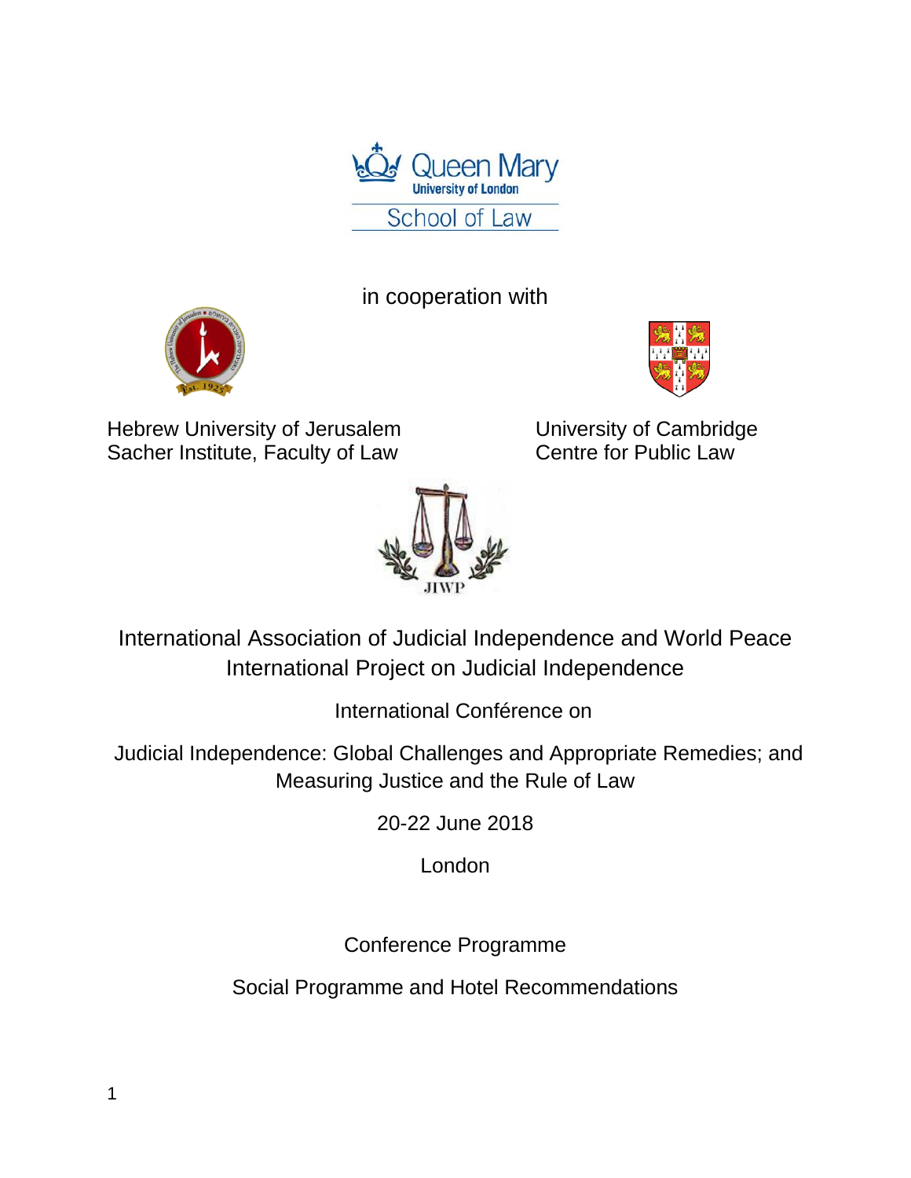Queen Mary University of London

School of Law

in cooperation with

Hebrew University of Jerusalem
Sacher Institute, Faculty of Law

University of Cambridge
Centre for Public Law

JIWP

International Association of Judicial Independence and World Peace
International Project on Judicial Independence

International Conférence on

# Judicial Independence: Global Challenges and Appropriate Remedies; and Measuring Justice and the Rule of Law

20-22 June 2018

London

Conference Programme

Social Programme and Hotel Recommendations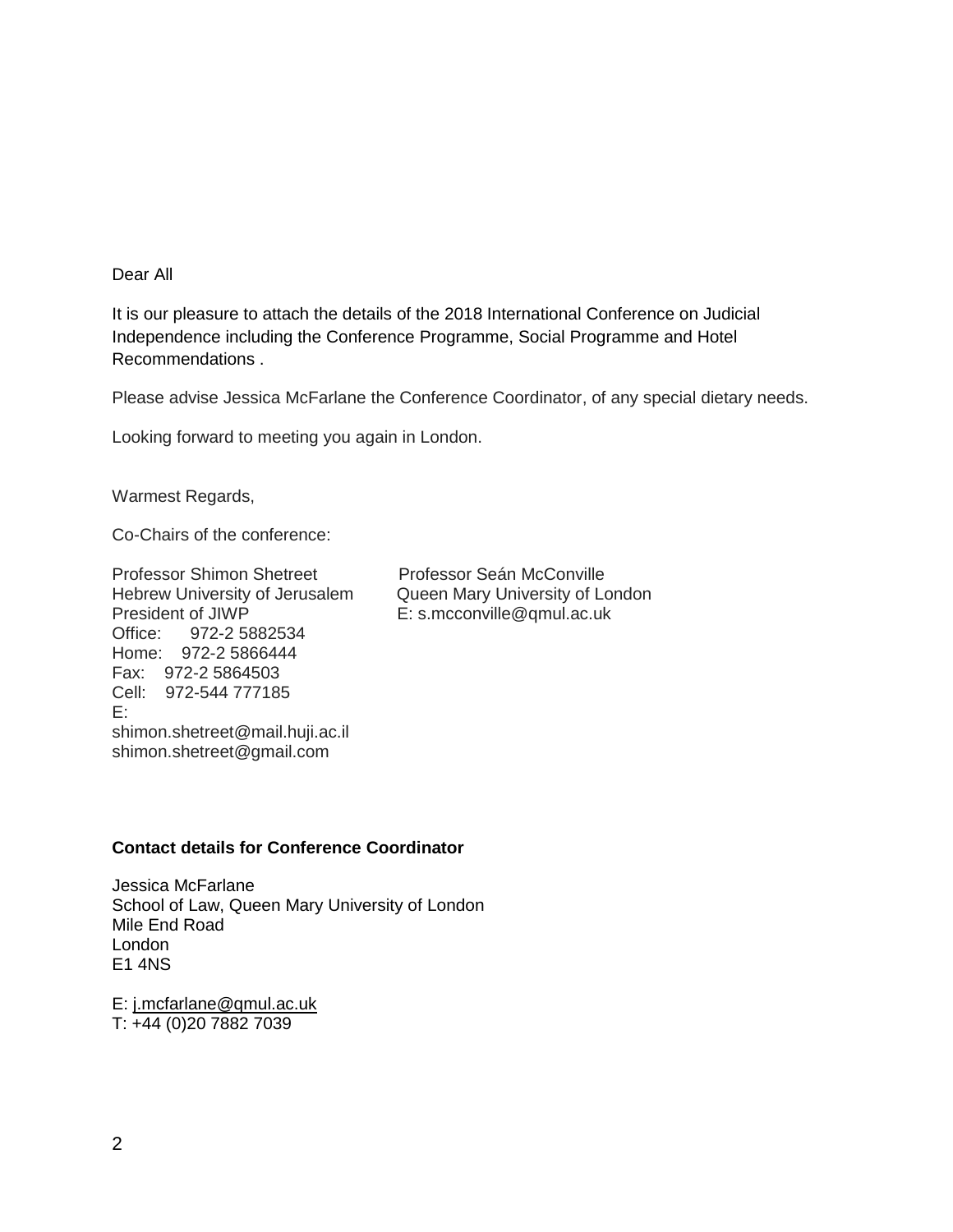Dear All

It is our pleasure to attach the details of the 2018 International Conference on Judicial Independence including the Conference Programme, Social Programme and Hotel Recommendations .

Please advise Jessica McFarlane the Conference Coordinator, of any special dietary needs.

Looking forward to meeting you again in London.

Warmest Regards,

Co-Chairs of the conference:

Professor Shimon Shetreet
Hebrew University of Jerusalem
President of JIWP
Office: 972-2 5882534
Home: 972-2 5866444
Fax: 972-2 5864503
Cell: 972-544 777185
E:
shimon.shetreet@mail.huji.ac.il
shimon.shetreet@gmail.com

Professor Seán McConville
Queen Mary University of London
E: s.mcconville@qmul.ac.uk

**Contact details for Conference Coordinator**

Jessica McFarlane
School of Law, Queen Mary University of London
Mile End Road
London
E1 4NS

E: j.mcfarlane@qmul.ac.uk
T: +44 (0)20 7882 7039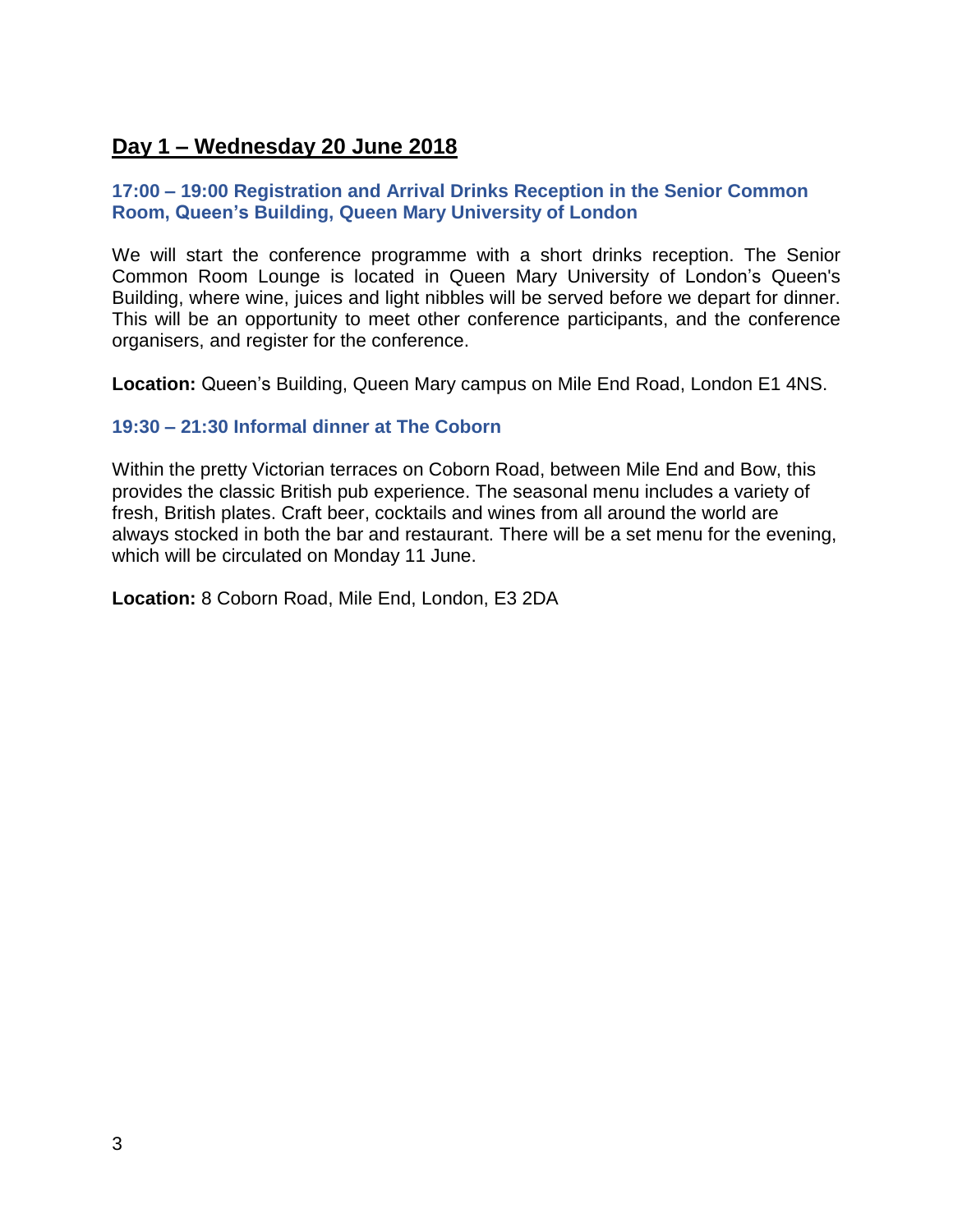## Day 1 – Wednesday 20 June 2018

### 17:00 – 19:00 Registration and Arrival Drinks Reception in the Senior Common Room, Queen's Building, Queen Mary University of London

We will start the conference programme with a short drinks reception. The Senior Common Room Lounge is located in Queen Mary University of London's Queen's Building, where wine, juices and light nibbles will be served before we depart for dinner. This will be an opportunity to meet other conference participants, and the conference organisers, and register for the conference.

**Location:** Queen's Building, Queen Mary campus on Mile End Road, London E1 4NS.

### 19:30 – 21:30 Informal dinner at The Coborn

Within the pretty Victorian terraces on Coborn Road, between Mile End and Bow, this provides the classic British pub experience. The seasonal menu includes a variety of fresh, British plates. Craft beer, cocktails and wines from all around the world are always stocked in both the bar and restaurant. There will be a set menu for the evening, which will be circulated on Monday 11 June.

**Location:** 8 Coborn Road, Mile End, London, E3 2DA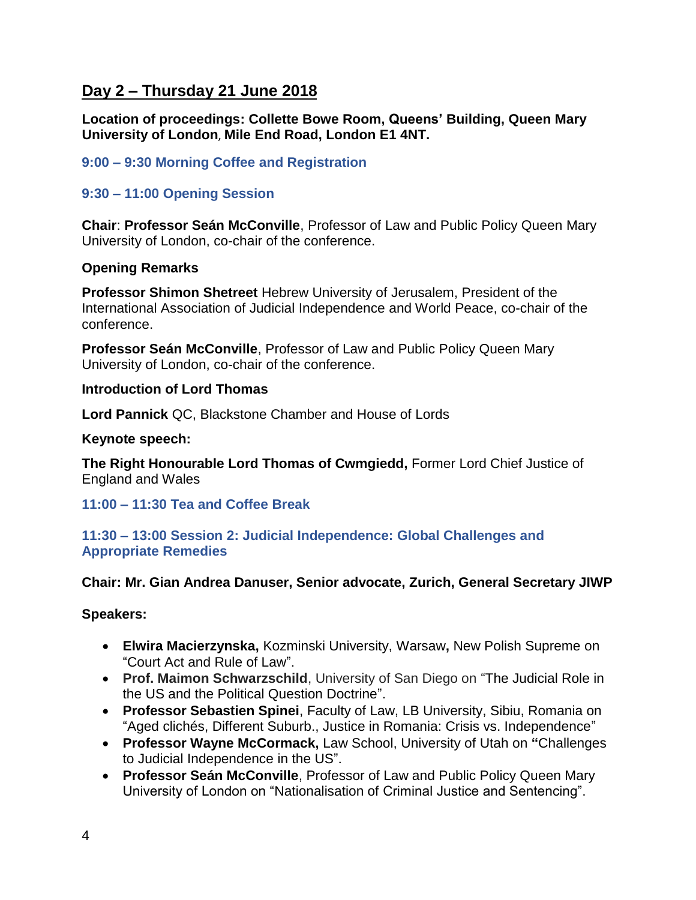## Day 2 – Thursday 21 June 2018

**Location of proceedings: Collette Bowe Room, Queens' Building, Queen Mary University of London, Mile End Road, London E1 4NT.**

### 9:00 – 9:30 Morning Coffee and Registration

### 9:30 – 11:00 Opening Session

**Chair**: **Professor Seán McConville**, Professor of Law and Public Policy Queen Mary University of London, co-chair of the conference.

**Opening Remarks**

**Professor Shimon Shetreet** Hebrew University of Jerusalem, President of the International Association of Judicial Independence and World Peace, co-chair of the conference.

**Professor Seán McConville**, Professor of Law and Public Policy Queen Mary University of London, co-chair of the conference.

**Introduction of Lord Thomas**

**Lord Pannick** QC, Blackstone Chamber and House of Lords

**Keynote speech:**

**The Right Honourable Lord Thomas of Cwmgiedd,** Former Lord Chief Justice of England and Wales

### 11:00 – 11:30 Tea and Coffee Break

### 11:30 – 13:00 Session 2: Judicial Independence: Global Challenges and Appropriate Remedies

**Chair: Mr. Gian Andrea Danuser, Senior advocate, Zurich, General Secretary JIWP**

**Speakers:**

- **Elwira Macierzynska,** Kozminski University, Warsaw**,** New Polish Supreme on "Court Act and Rule of Law".
- **Prof. Maimon Schwarzschild**, University of San Diego on "The Judicial Role in the US and the Political Question Doctrine".
- **Professor Sebastien Spinei**, Faculty of Law, LB University, Sibiu, Romania on "Aged clichés, Different Suburb., Justice in Romania: Crisis vs. Independence"
- **Professor Wayne McCormack,** Law School, University of Utah on **"**Challenges to Judicial Independence in the US".
- **Professor Seán McConville**, Professor of Law and Public Policy Queen Mary University of London on "Nationalisation of Criminal Justice and Sentencing".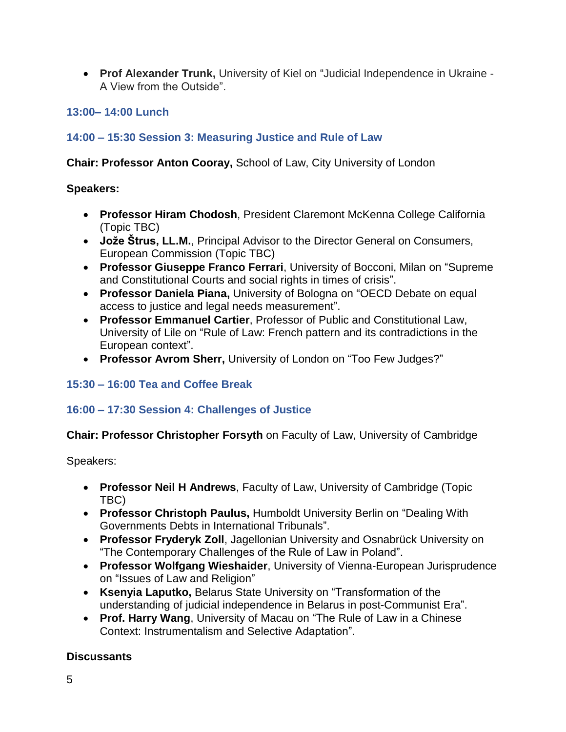- **Prof Alexander Trunk,** University of Kiel on "Judicial Independence in Ukraine - A View from the Outside".

### 13:00– 14:00 Lunch

### 14:00 – 15:30 Session 3: Measuring Justice and Rule of Law

**Chair: Professor Anton Cooray,** School of Law, City University of London

**Speakers:**

- **Professor Hiram Chodosh**, President Claremont McKenna College California (Topic TBC)
- **Jože Štrus, LL.M.**, Principal Advisor to the Director General on Consumers, European Commission (Topic TBC)
- **Professor Giuseppe Franco Ferrari**, University of Bocconi, Milan on "Supreme and Constitutional Courts and social rights in times of crisis".
- **Professor Daniela Piana,** University of Bologna on "OECD Debate on equal access to justice and legal needs measurement".
- **Professor Emmanuel Cartier**, Professor of Public and Constitutional Law, University of Lile on "Rule of Law: French pattern and its contradictions in the European context".
- **Professor Avrom Sherr,** University of London on "Too Few Judges?"

### 15:30 – 16:00 Tea and Coffee Break

### 16:00 – 17:30 Session 4: Challenges of Justice

**Chair: Professor Christopher Forsyth** on Faculty of Law, University of Cambridge

Speakers:

- **Professor Neil H Andrews**, Faculty of Law, University of Cambridge (Topic TBC)
- **Professor Christoph Paulus,** Humboldt University Berlin on "Dealing With Governments Debts in International Tribunals".
- **Professor Fryderyk Zoll**, Jagellonian University and Osnabrück University on "The Contemporary Challenges of the Rule of Law in Poland".
- **Professor Wolfgang Wieshaider**, University of Vienna-European Jurisprudence on "Issues of Law and Religion"
- **Ksenyia Laputko,** Belarus State University on "Transformation of the understanding of judicial independence in Belarus in post-Communist Era".
- **Prof. Harry Wang**, University of Macau on "The Rule of Law in a Chinese Context: Instrumentalism and Selective Adaptation".

**Discussants**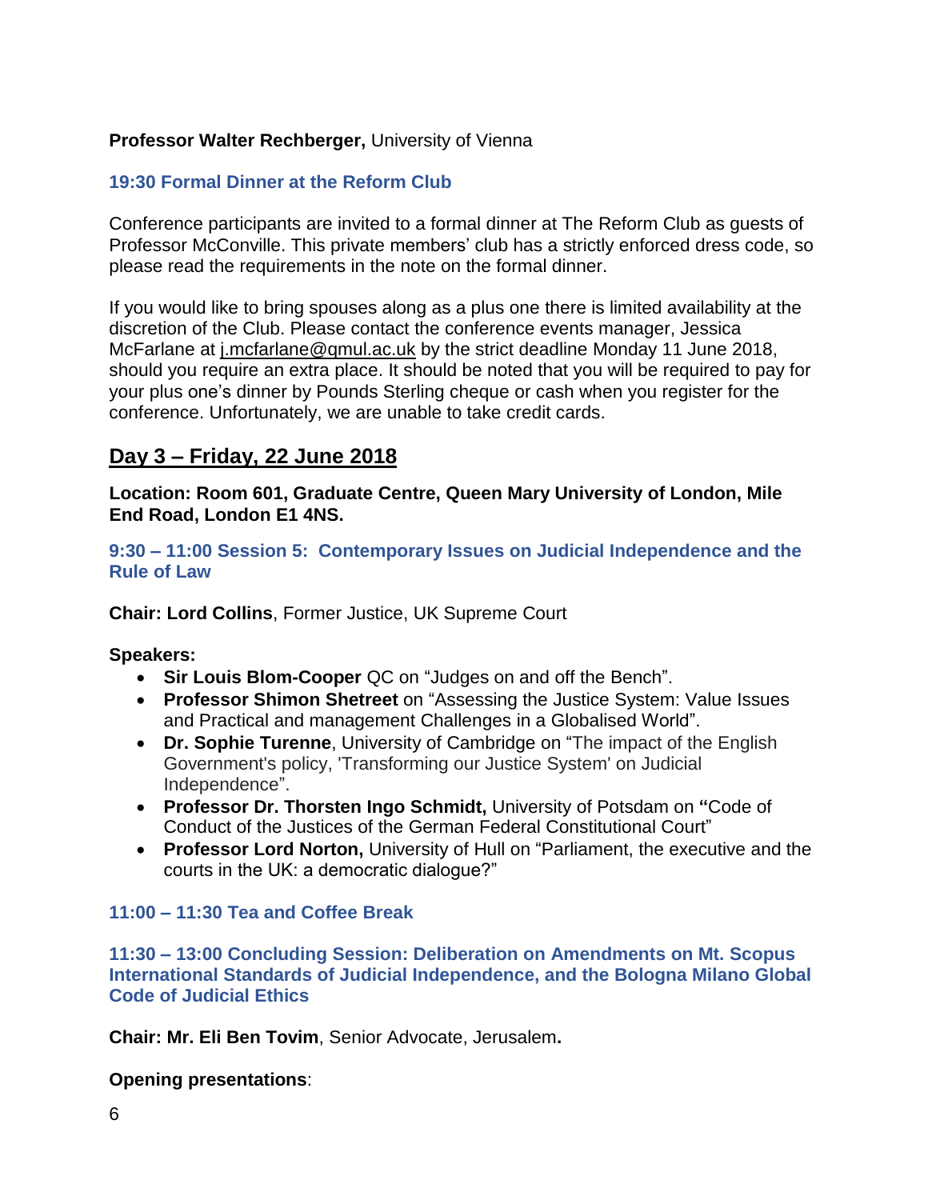**Professor Walter Rechberger,** University of Vienna

### 19:30 Formal Dinner at the Reform Club

Conference participants are invited to a formal dinner at The Reform Club as guests of Professor McConville. This private members' club has a strictly enforced dress code, so please read the requirements in the note on the formal dinner.

If you would like to bring spouses along as a plus one there is limited availability at the discretion of the Club. Please contact the conference events manager, Jessica McFarlane at j.mcfarlane@qmul.ac.uk by the strict deadline Monday 11 June 2018, should you require an extra place. It should be noted that you will be required to pay for your plus one's dinner by Pounds Sterling cheque or cash when you register for the conference. Unfortunately, we are unable to take credit cards.

## Day 3 – Friday, 22 June 2018

**Location: Room 601, Graduate Centre, Queen Mary University of London, Mile End Road, London E1 4NS.**

### 9:30 – 11:00 Session 5: Contemporary Issues on Judicial Independence and the Rule of Law

**Chair: Lord Collins**, Former Justice, UK Supreme Court

**Speakers:**

- **Sir Louis Blom-Cooper** QC on "Judges on and off the Bench".
- **Professor Shimon Shetreet** on "Assessing the Justice System: Value Issues and Practical and management Challenges in a Globalised World".
- **Dr. Sophie Turenne**, University of Cambridge on "The impact of the English Government's policy, 'Transforming our Justice System' on Judicial Independence".
- **Professor Dr. Thorsten Ingo Schmidt,** University of Potsdam on **"**Code of Conduct of the Justices of the German Federal Constitutional Court"
- **Professor Lord Norton,** University of Hull on "Parliament, the executive and the courts in the UK: a democratic dialogue?"

### 11:00 – 11:30 Tea and Coffee Break

### 11:30 – 13:00 Concluding Session: Deliberation on Amendments on Mt. Scopus International Standards of Judicial Independence, and the Bologna Milano Global Code of Judicial Ethics

**Chair: Mr. Eli Ben Tovim**, Senior Advocate, Jerusalem**.**

**Opening presentations**: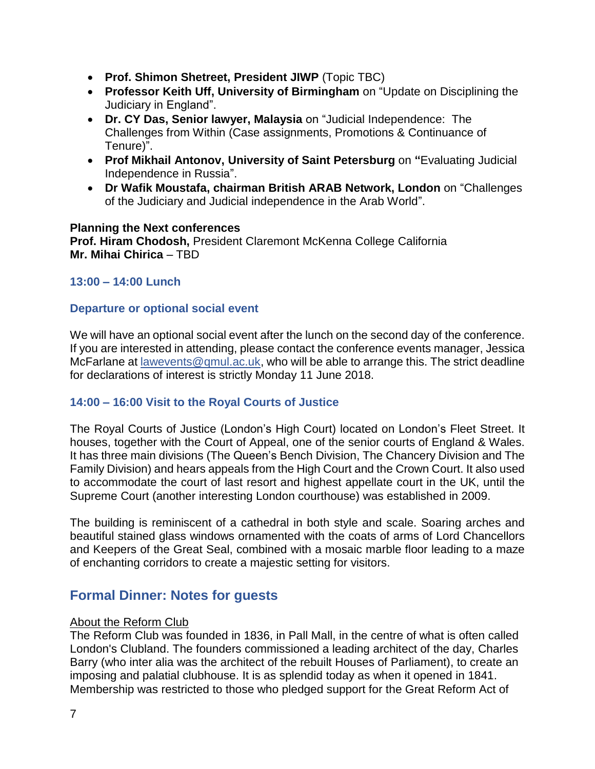- **Prof. Shimon Shetreet, President JIWP** (Topic TBC)
- **Professor Keith Uff, University of Birmingham** on "Update on Disciplining the Judiciary in England".
- **Dr. CY Das, Senior lawyer, Malaysia** on "Judicial Independence: The Challenges from Within (Case assignments, Promotions & Continuance of Tenure)".
- **Prof Mikhail Antonov, University of Saint Petersburg** on **"**Evaluating Judicial Independence in Russia".
- **Dr Wafik Moustafa, chairman British ARAB Network, London** on "Challenges of the Judiciary and Judicial independence in the Arab World".

**Planning the Next conferences**
**Prof. Hiram Chodosh,** President Claremont McKenna College California
**Mr. Mihai Chirica** – TBD

### 13:00 – 14:00 Lunch

### Departure or optional social event

We will have an optional social event after the lunch on the second day of the conference. If you are interested in attending, please contact the conference events manager, Jessica McFarlane at lawevents@qmul.ac.uk, who will be able to arrange this. The strict deadline for declarations of interest is strictly Monday 11 June 2018.

### 14:00 – 16:00 Visit to the Royal Courts of Justice

The Royal Courts of Justice (London's High Court) located on London's Fleet Street. It houses, together with the Court of Appeal, one of the senior courts of England & Wales. It has three main divisions (The Queen's Bench Division, The Chancery Division and The Family Division) and hears appeals from the High Court and the Crown Court. It also used to accommodate the court of last resort and highest appellate court in the UK, until the Supreme Court (another interesting London courthouse) was established in 2009.

The building is reminiscent of a cathedral in both style and scale. Soaring arches and beautiful stained glass windows ornamented with the coats of arms of Lord Chancellors and Keepers of the Great Seal, combined with a mosaic marble floor leading to a maze of enchanting corridors to create a majestic setting for visitors.

## Formal Dinner: Notes for guests

About the Reform Club
The Reform Club was founded in 1836, in Pall Mall, in the centre of what is often called London's Clubland. The founders commissioned a leading architect of the day, Charles Barry (who inter alia was the architect of the rebuilt Houses of Parliament), to create an imposing and palatial clubhouse. It is as splendid today as when it opened in 1841. Membership was restricted to those who pledged support for the Great Reform Act of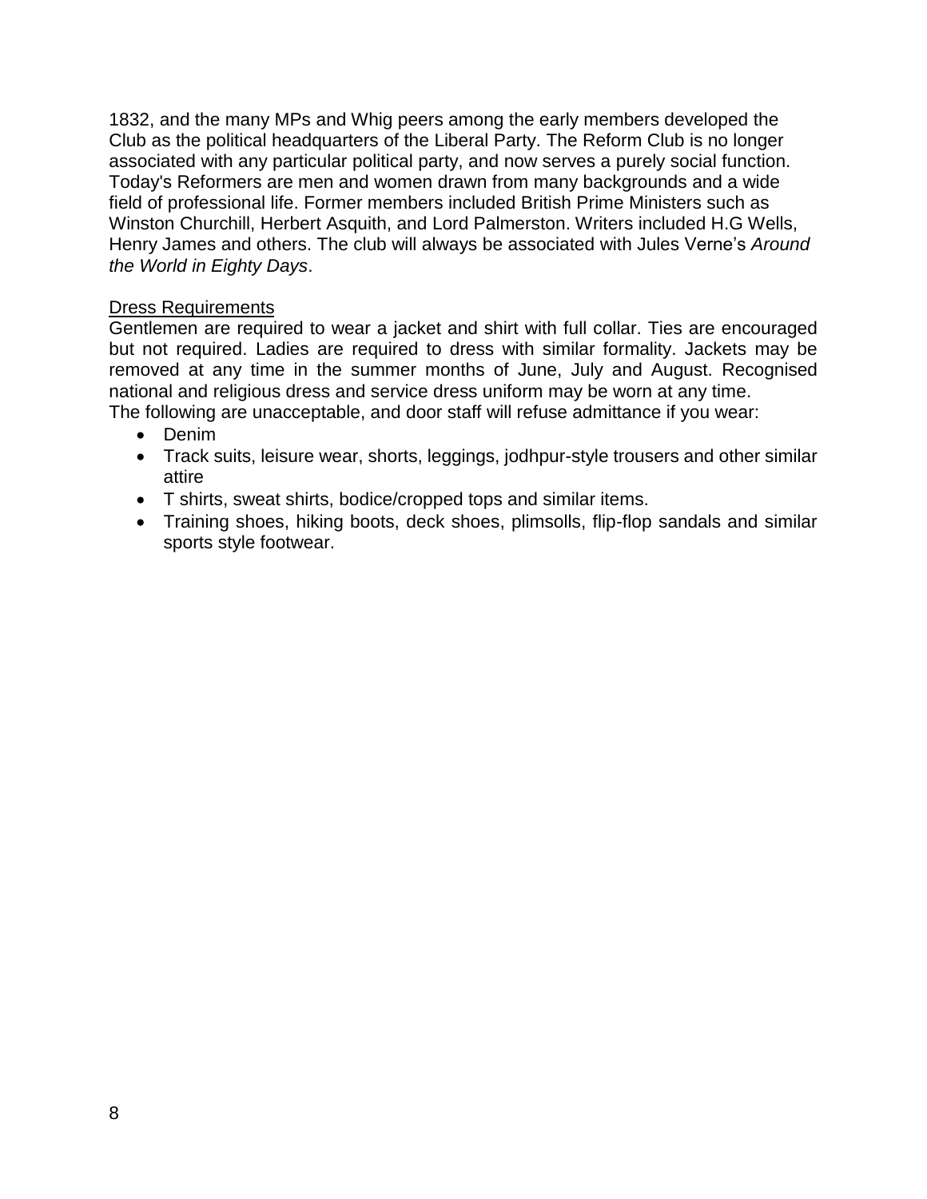1832, and the many MPs and Whig peers among the early members developed the Club as the political headquarters of the Liberal Party. The Reform Club is no longer associated with any particular political party, and now serves a purely social function. Today's Reformers are men and women drawn from many backgrounds and a wide field of professional life. Former members included British Prime Ministers such as Winston Churchill, Herbert Asquith, and Lord Palmerston. Writers included H.G Wells, Henry James and others. The club will always be associated with Jules Verne's *Around the World in Eighty Days*.

<u>Dress Requirements</u>

Gentlemen are required to wear a jacket and shirt with full collar. Ties are encouraged but not required. Ladies are required to dress with similar formality. Jackets may be removed at any time in the summer months of June, July and August. Recognised national and religious dress and service dress uniform may be worn at any time.
The following are unacceptable, and door staff will refuse admittance if you wear:

- Denim
- Track suits, leisure wear, shorts, leggings, jodhpur-style trousers and other similar attire
- T shirts, sweat shirts, bodice/cropped tops and similar items.
- Training shoes, hiking boots, deck shoes, plimsolls, flip-flop sandals and similar sports style footwear.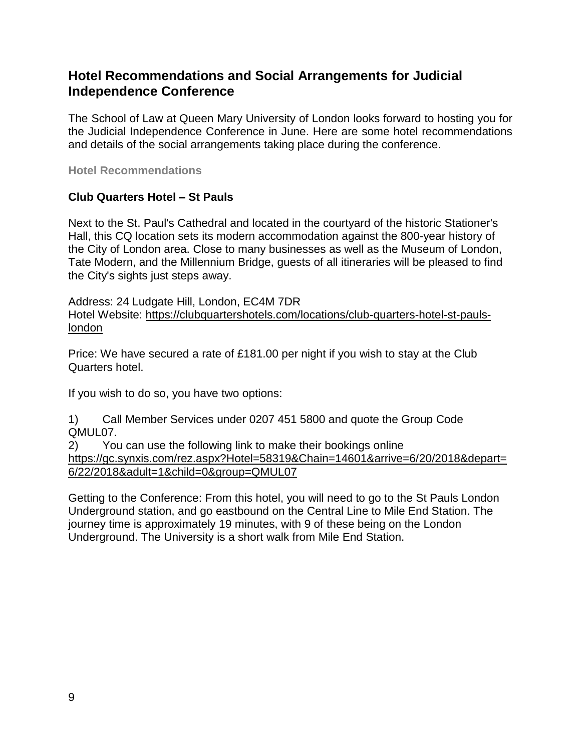## Hotel Recommendations and Social Arrangements for Judicial Independence Conference

The School of Law at Queen Mary University of London looks forward to hosting you for the Judicial Independence Conference in June. Here are some hotel recommendations and details of the social arrangements taking place during the conference.

### Hotel Recommendations

**Club Quarters Hotel – St Pauls**

Next to the St. Paul's Cathedral and located in the courtyard of the historic Stationer's Hall, this CQ location sets its modern accommodation against the 800-year history of the City of London area. Close to many businesses as well as the Museum of London, Tate Modern, and the Millennium Bridge, guests of all itineraries will be pleased to find the City's sights just steps away.

Address: 24 Ludgate Hill, London, EC4M 7DR
Hotel Website: https://clubquartershotels.com/locations/club-quarters-hotel-st-pauls-london

Price: We have secured a rate of £181.00 per night if you wish to stay at the Club Quarters hotel.

If you wish to do so, you have two options:

1) Call Member Services under 0207 451 5800 and quote the Group Code QMUL07.
2) You can use the following link to make their bookings online https://gc.synxis.com/rez.aspx?Hotel=58319&Chain=14601&arrive=6/20/2018&depart=6/22/2018&adult=1&child=0&group=QMUL07

Getting to the Conference: From this hotel, you will need to go to the St Pauls London Underground station, and go eastbound on the Central Line to Mile End Station. The journey time is approximately 19 minutes, with 9 of these being on the London Underground. The University is a short walk from Mile End Station.